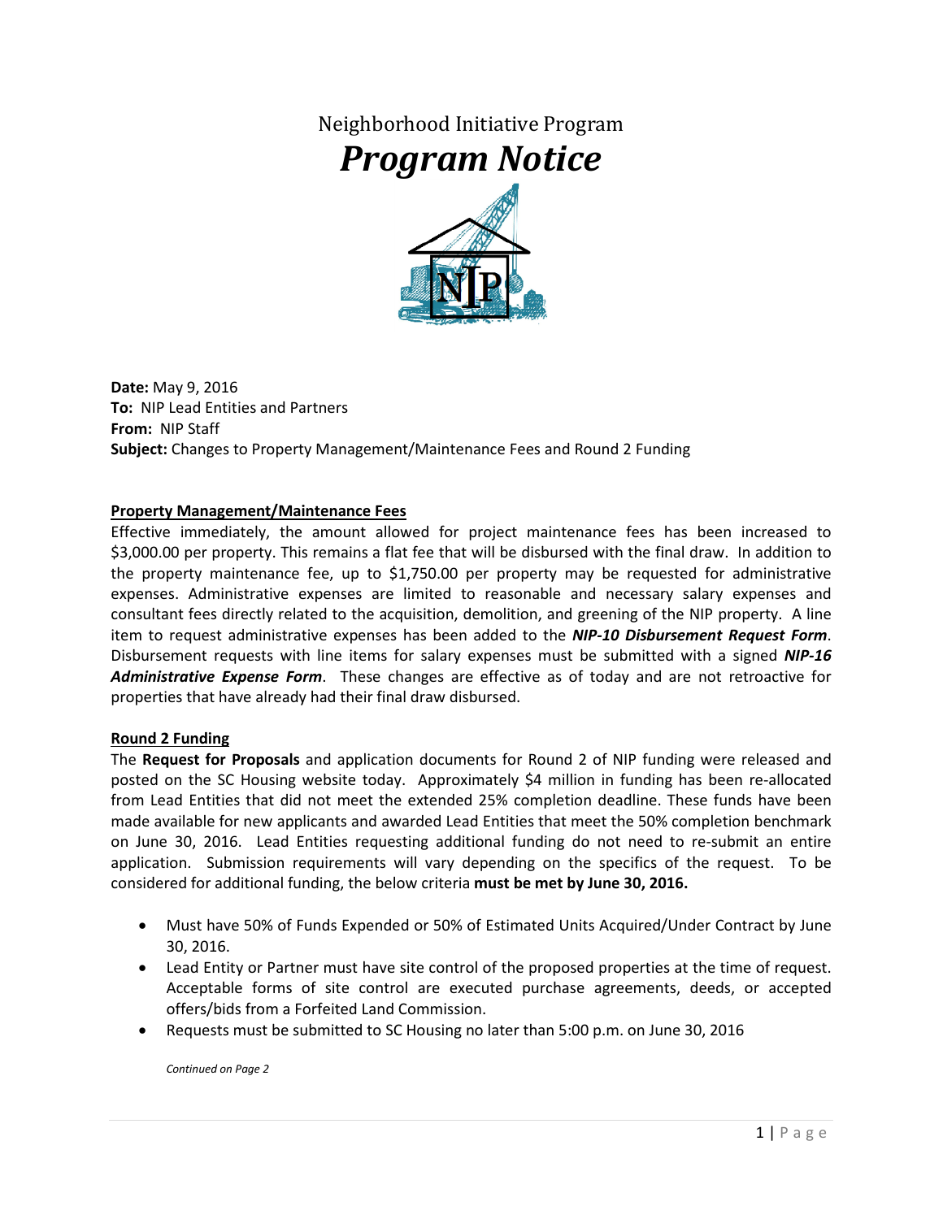# Neighborhood Initiative Program
# *Program Notice*

**Date:** May 9, 2016
**To:** NIP Lead Entities and Partners
**From:** NIP Staff
**Subject:** Changes to Property Management/Maintenance Fees and Round 2 Funding

## Property Management/Maintenance Fees

Effective immediately, the amount allowed for project maintenance fees has been increased to $3,000.00 per property. This remains a flat fee that will be disbursed with the final draw. In addition to the property maintenance fee, up to $1,750.00 per property may be requested for administrative expenses. Administrative expenses are limited to reasonable and necessary salary expenses and consultant fees directly related to the acquisition, demolition, and greening of the NIP property. A line item to request administrative expenses has been added to the ***NIP-10 Disbursement Request Form***. Disbursement requests with line items for salary expenses must be submitted with a signed ***NIP-16 Administrative Expense Form***. These changes are effective as of today and are not retroactive for properties that have already had their final draw disbursed.

## Round 2 Funding

The **Request for Proposals** and application documents for Round 2 of NIP funding were released and posted on the SC Housing website today. Approximately $4 million in funding has been re-allocated from Lead Entities that did not meet the extended 25% completion deadline. These funds have been made available for new applicants and awarded Lead Entities that meet the 50% completion benchmark on June 30, 2016. Lead Entities requesting additional funding do not need to re-submit an entire application. Submission requirements will vary depending on the specifics of the request. To be considered for additional funding, the below criteria **must be met by June 30, 2016.**

- Must have 50% of Funds Expended or 50% of Estimated Units Acquired/Under Contract by June 30, 2016.
- Lead Entity or Partner must have site control of the proposed properties at the time of request. Acceptable forms of site control are executed purchase agreements, deeds, or accepted offers/bids from a Forfeited Land Commission.
- Requests must be submitted to SC Housing no later than 5:00 p.m. on June 30, 2016

*Continued on Page 2*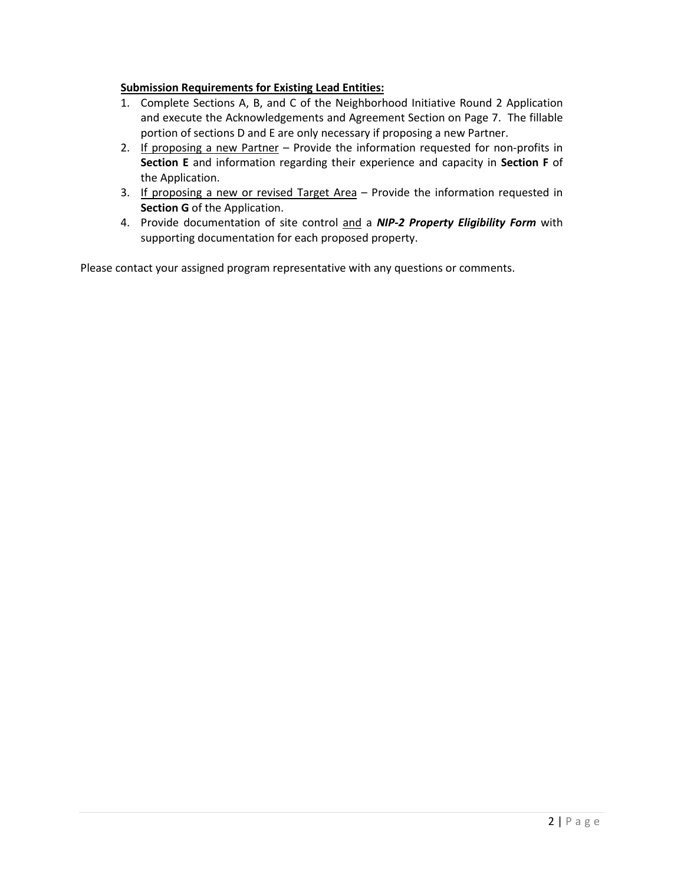**<u>Submission Requirements for Existing Lead Entities:</u>**

1. Complete Sections A, B, and C of the Neighborhood Initiative Round 2 Application and execute the Acknowledgements and Agreement Section on Page 7. The fillable portion of sections D and E are only necessary if proposing a new Partner.
2. <u>If proposing a new Partner</u> – Provide the information requested for non-profits in **Section E** and information regarding their experience and capacity in **Section F** of the Application.
3. <u>If proposing a new or revised Target Area</u> – Provide the information requested in **Section G** of the Application.
4. Provide documentation of site control <u>and</u> a ***NIP-2 Property Eligibility Form*** with supporting documentation for each proposed property.

Please contact your assigned program representative with any questions or comments.